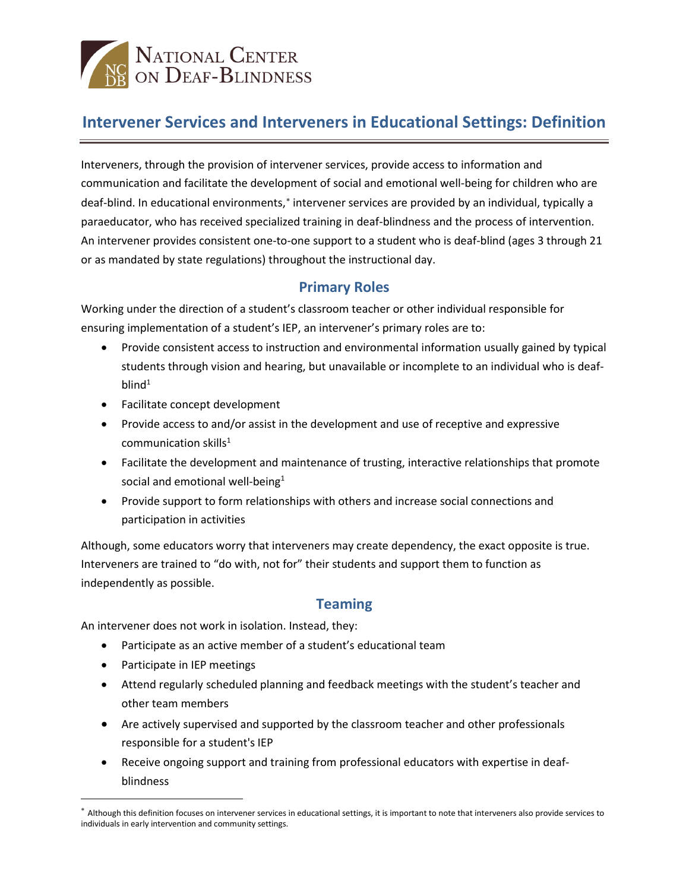# Intervener Services and Interveners in Educational Settings: Definition

Interveners, through the provision of intervener services, provide access to information and communication and facilitate the development of social and emotional well-being for children who are deaf-blind. In educational environments,[*] intervener services are provided by an individual, typically a paraeducator, who has received specialized training in deaf-blindness and the process of intervention. An intervener provides consistent one-to-one support to a student who is deaf-blind (ages 3 through 21 or as mandated by state regulations) throughout the instructional day.

## Primary Roles

Working under the direction of a student's classroom teacher or other individual responsible for ensuring implementation of a student's IEP, an intervener's primary roles are to:

- Provide consistent access to instruction and environmental information usually gained by typical students through vision and hearing, but unavailable or incomplete to an individual who is deaf-blind[1]
- Facilitate concept development
- Provide access to and/or assist in the development and use of receptive and expressive communication skills[1]
- Facilitate the development and maintenance of trusting, interactive relationships that promote social and emotional well-being[1]
- Provide support to form relationships with others and increase social connections and participation in activities

Although, some educators worry that interveners may create dependency, the exact opposite is true. Interveners are trained to "do with, not for" their students and support them to function as independently as possible.

## Teaming

An intervener does not work in isolation. Instead, they:

- Participate as an active member of a student's educational team
- Participate in IEP meetings
- Attend regularly scheduled planning and feedback meetings with the student's teacher and other team members
- Are actively supervised and supported by the classroom teacher and other professionals responsible for a student's IEP
- Receive ongoing support and training from professional educators with expertise in deaf-blindness

[*] Although this definition focuses on intervener services in educational settings, it is important to note that interveners also provide services to individuals in early intervention and community settings.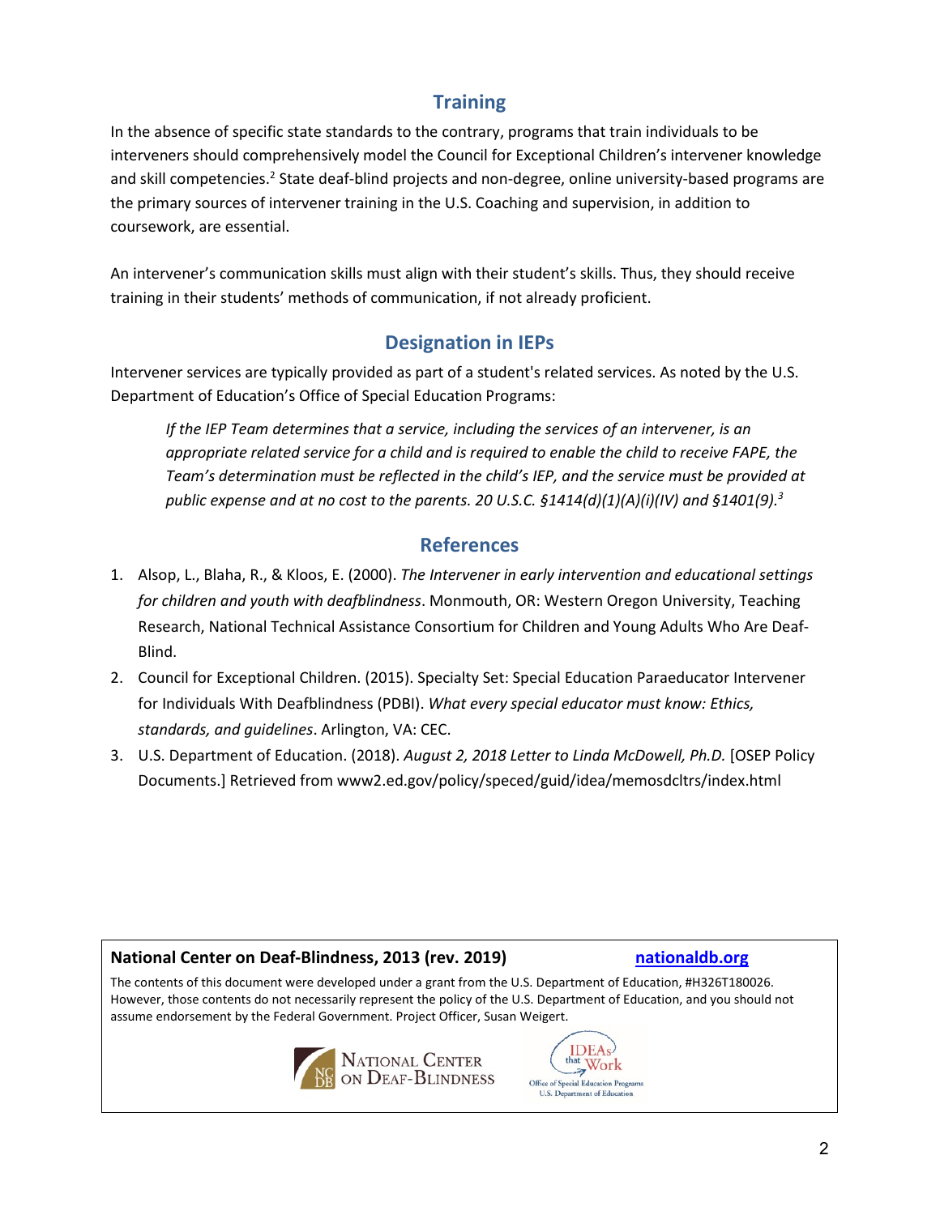## Training

In the absence of specific state standards to the contrary, programs that train individuals to be interveners should comprehensively model the Council for Exceptional Children's intervener knowledge and skill competencies.[2] State deaf-blind projects and non-degree, online university-based programs are the primary sources of intervener training in the U.S. Coaching and supervision, in addition to coursework, are essential.

An intervener's communication skills must align with their student's skills. Thus, they should receive training in their students' methods of communication, if not already proficient.

## Designation in IEPs

Intervener services are typically provided as part of a student's related services. As noted by the U.S. Department of Education's Office of Special Education Programs:

> *If the IEP Team determines that a service, including the services of an intervener, is an appropriate related service for a child and is required to enable the child to receive FAPE, the Team's determination must be reflected in the child's IEP, and the service must be provided at public expense and at no cost to the parents. 20 U.S.C. §1414(d)(1)(A)(i)(IV) and §1401(9).*[3]

## References

1. Alsop, L., Blaha, R., & Kloos, E. (2000). *The Intervener in early intervention and educational settings for children and youth with deafblindness*. Monmouth, OR: Western Oregon University, Teaching Research, National Technical Assistance Consortium for Children and Young Adults Who Are Deaf-Blind.
2. Council for Exceptional Children. (2015). Specialty Set: Special Education Paraeducator Intervener for Individuals With Deafblindness (PDBI). *What every special educator must know: Ethics, standards, and guidelines*. Arlington, VA: CEC.
3. U.S. Department of Education. (2018). *August 2, 2018 Letter to Linda McDowell, Ph.D.* [OSEP Policy Documents.] Retrieved from www2.ed.gov/policy/speced/guid/idea/memosdcltrs/index.html

**National Center on Deaf-Blindness, 2013 (rev. 2019)** **nationaldb.org**

The contents of this document were developed under a grant from the U.S. Department of Education, #H326T180026. However, those contents do not necessarily represent the policy of the U.S. Department of Education, and you should not assume endorsement by the Federal Government. Project Officer, Susan Weigert.

NATIONAL CENTER ON DEAF-BLINDNESS

IDEAs that Work
Office of Special Education Programs
U.S. Department of Education